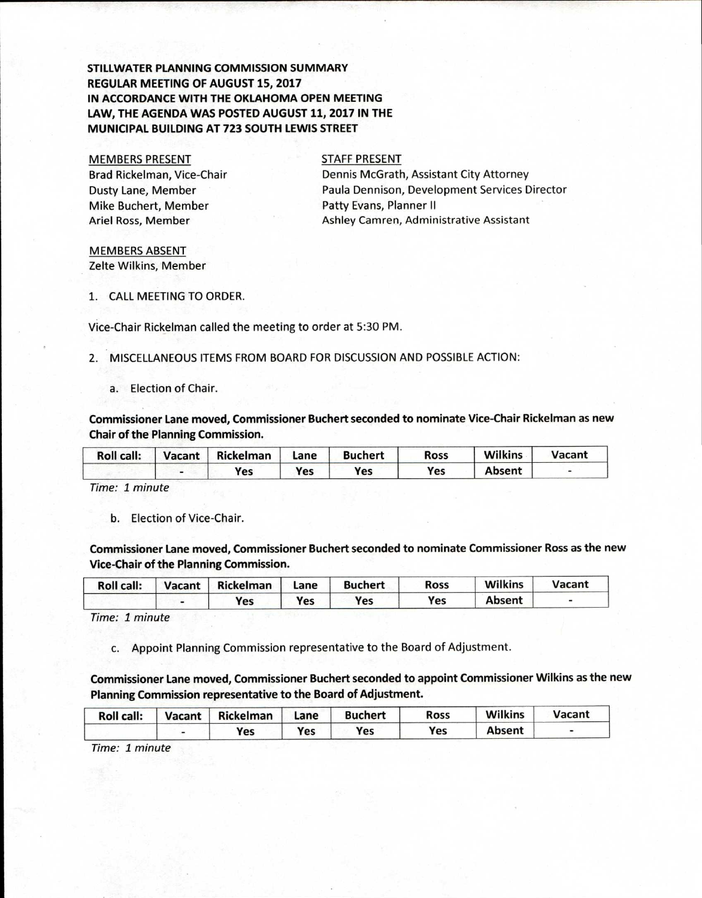**STILLWATER PLANNING COMMISSION SUMMARY**
**REGULAR MEETING OF AUGUST 15, 2017**
**IN ACCORDANCE WITH THE OKLAHOMA OPEN MEETING LAW, THE AGENDA WAS POSTED AUGUST 11, 2017 IN THE MUNICIPAL BUILDING AT 723 SOUTH LEWIS STREET**

MEMBERS PRESENT
Brad Rickelman, Vice-Chair
Dusty Lane, Member
Mike Buchert, Member
Ariel Ross, Member

STAFF PRESENT
Dennis McGrath, Assistant City Attorney
Paula Dennison, Development Services Director
Patty Evans, Planner II
Ashley Camren, Administrative Assistant

MEMBERS ABSENT
Zelte Wilkins, Member

1. CALL MEETING TO ORDER.

Vice-Chair Rickelman called the meeting to order at 5:30 PM.

2. MISCELLANEOUS ITEMS FROM BOARD FOR DISCUSSION AND POSSIBLE ACTION:

   a. Election of Chair.

**Commissioner Lane moved, Commissioner Buchert seconded to nominate Vice-Chair Rickelman as new Chair of the Planning Commission.**

| Roll call: | Vacant | Rickelman | Lane | Buchert | Ross | Wilkins | Vacant |
|---|---|---|---|---|---|---|---|
| | - | Yes | Yes | Yes | Yes | Absent | - |

*Time: 1 minute*

   b. Election of Vice-Chair.

**Commissioner Lane moved, Commissioner Buchert seconded to nominate Commissioner Ross as the new Vice-Chair of the Planning Commission.**

| Roll call: | Vacant | Rickelman | Lane | Buchert | Ross | Wilkins | Vacant |
|---|---|---|---|---|---|---|---|
| | - | Yes | Yes | Yes | Yes | Absent | - |

*Time: 1 minute*

   c. Appoint Planning Commission representative to the Board of Adjustment.

**Commissioner Lane moved, Commissioner Buchert seconded to appoint Commissioner Wilkins as the new Planning Commission representative to the Board of Adjustment.**

| Roll call: | Vacant | Rickelman | Lane | Buchert | Ross | Wilkins | Vacant |
|---|---|---|---|---|---|---|---|
| | - | Yes | Yes | Yes | Yes | Absent | - |

*Time: 1 minute*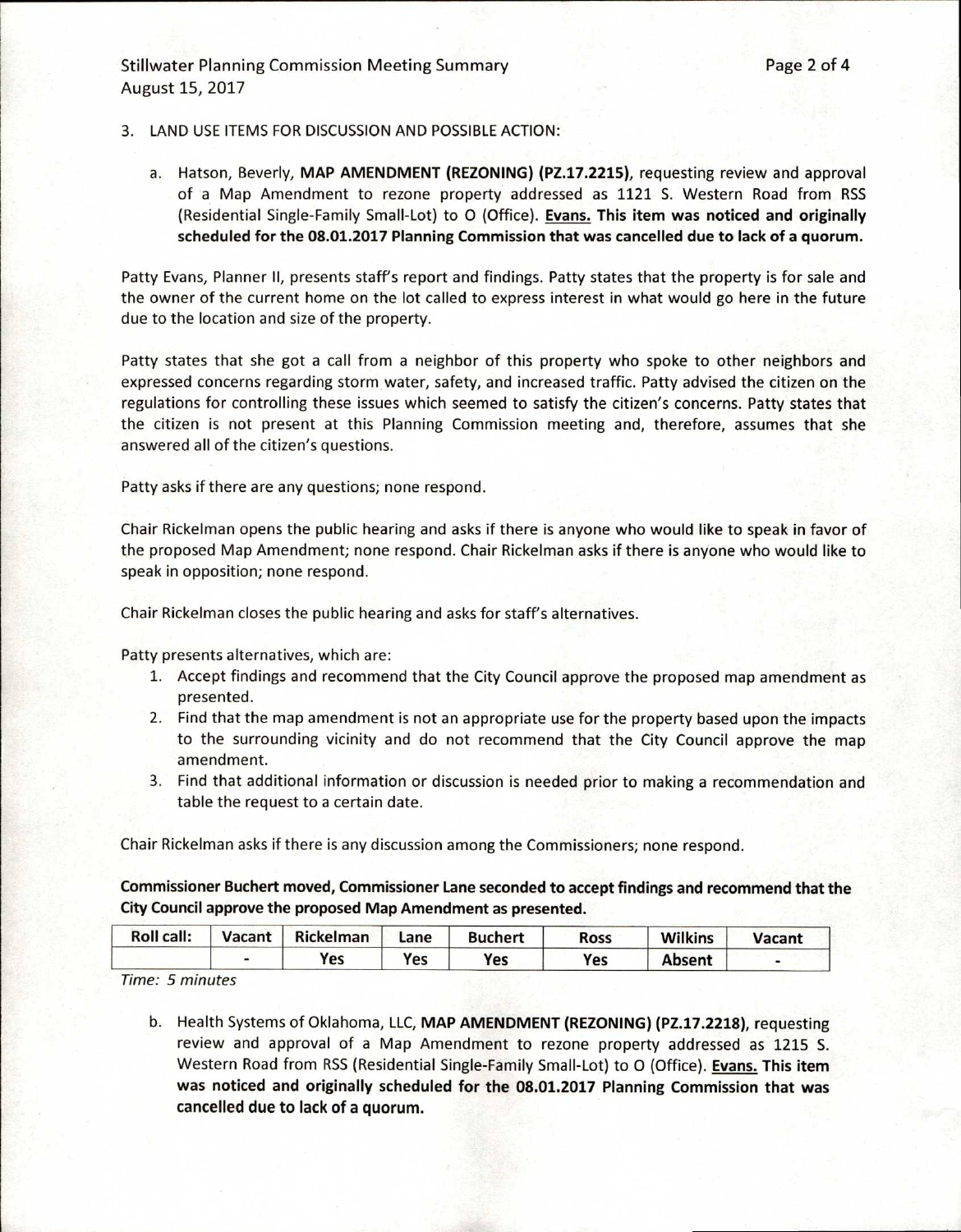3. LAND USE ITEMS FOR DISCUSSION AND POSSIBLE ACTION:

   a. Hatson, Beverly, **MAP AMENDMENT (REZONING) (PZ.17.2215)**, requesting review and approval of a Map Amendment to rezone property addressed as 1121 S. Western Road from RSS (Residential Single-Family Small-Lot) to O (Office). **Evans. This item was noticed and originally scheduled for the 08.01.2017 Planning Commission that was cancelled due to lack of a quorum.**

Patty Evans, Planner II, presents staff's report and findings. Patty states that the property is for sale and the owner of the current home on the lot called to express interest in what would go here in the future due to the location and size of the property.

Patty states that she got a call from a neighbor of this property who spoke to other neighbors and expressed concerns regarding storm water, safety, and increased traffic. Patty advised the citizen on the regulations for controlling these issues which seemed to satisfy the citizen's concerns. Patty states that the citizen is not present at this Planning Commission meeting and, therefore, assumes that she answered all of the citizen's questions.

Patty asks if there are any questions; none respond.

Chair Rickelman opens the public hearing and asks if there is anyone who would like to speak in favor of the proposed Map Amendment; none respond. Chair Rickelman asks if there is anyone who would like to speak in opposition; none respond.

Chair Rickelman closes the public hearing and asks for staff's alternatives.

Patty presents alternatives, which are:

1. Accept findings and recommend that the City Council approve the proposed map amendment as presented.
2. Find that the map amendment is not an appropriate use for the property based upon the impacts to the surrounding vicinity and do not recommend that the City Council approve the map amendment.
3. Find that additional information or discussion is needed prior to making a recommendation and table the request to a certain date.

Chair Rickelman asks if there is any discussion among the Commissioners; none respond.

**Commissioner Buchert moved, Commissioner Lane seconded to accept findings and recommend that the City Council approve the proposed Map Amendment as presented.**

| Roll call: | Vacant | Rickelman | Lane | Buchert | Ross | Wilkins | Vacant |
|---|---|---|---|---|---|---|---|
| | - | Yes | Yes | Yes | Yes | Absent | - |

*Time: 5 minutes*

   b. Health Systems of Oklahoma, LLC, **MAP AMENDMENT (REZONING) (PZ.17.2218)**, requesting review and approval of a Map Amendment to rezone property addressed as 1215 S. Western Road from RSS (Residential Single-Family Small-Lot) to O (Office). **Evans. This item was noticed and originally scheduled for the 08.01.2017 Planning Commission that was cancelled due to lack of a quorum.**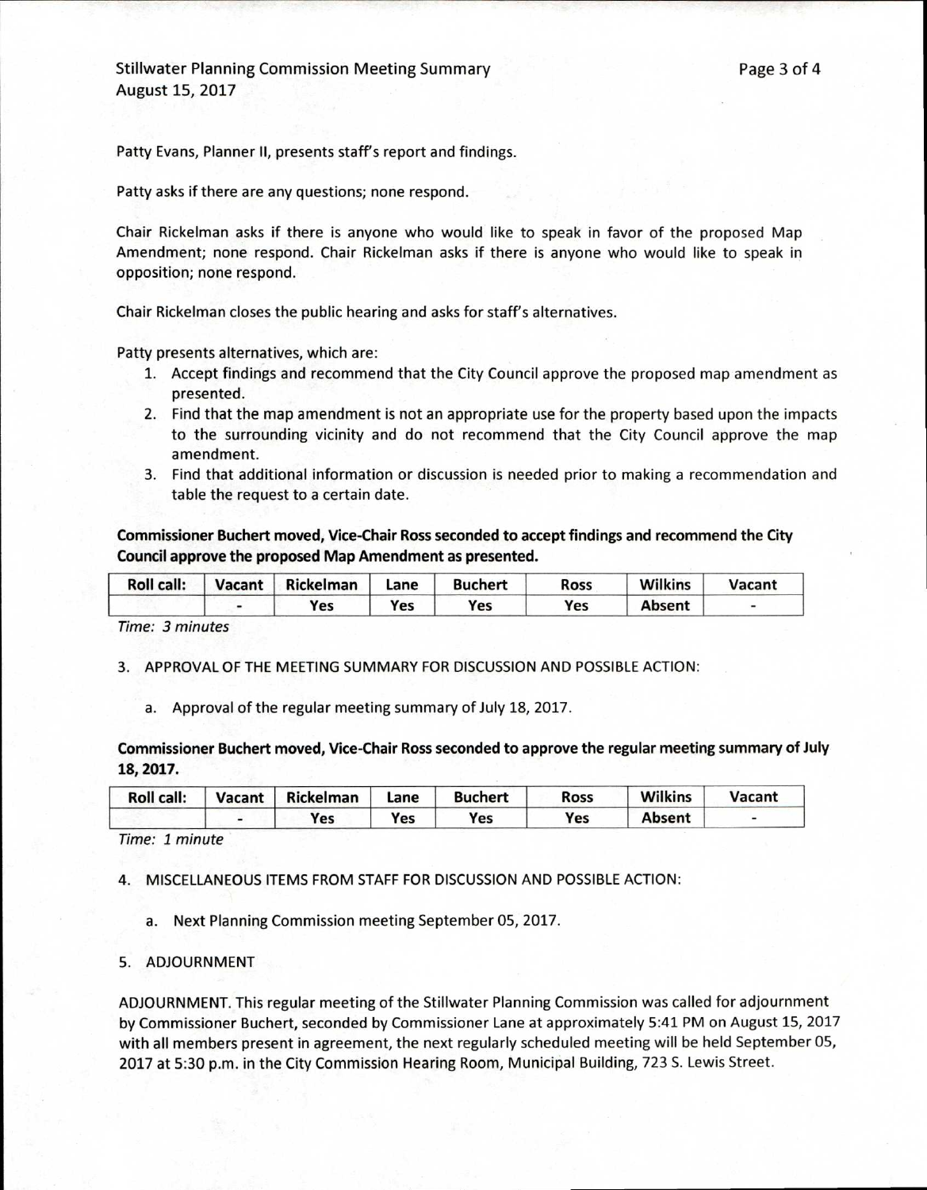Patty Evans, Planner II, presents staff's report and findings.

Patty asks if there are any questions; none respond.

Chair Rickelman asks if there is anyone who would like to speak in favor of the proposed Map Amendment; none respond. Chair Rickelman asks if there is anyone who would like to speak in opposition; none respond.

Chair Rickelman closes the public hearing and asks for staff's alternatives.

Patty presents alternatives, which are:

1. Accept findings and recommend that the City Council approve the proposed map amendment as presented.
2. Find that the map amendment is not an appropriate use for the property based upon the impacts to the surrounding vicinity and do not recommend that the City Council approve the map amendment.
3. Find that additional information or discussion is needed prior to making a recommendation and table the request to a certain date.

**Commissioner Buchert moved, Vice-Chair Ross seconded to accept findings and recommend the City Council approve the proposed Map Amendment as presented.**

| Roll call: | Vacant | Rickelman | Lane | Buchert | Ross | Wilkins | Vacant |
|---|---|---|---|---|---|---|---|
| | - | Yes | Yes | Yes | Yes | Absent | - |

*Time: 3 minutes*

3. APPROVAL OF THE MEETING SUMMARY FOR DISCUSSION AND POSSIBLE ACTION:

   a. Approval of the regular meeting summary of July 18, 2017.

**Commissioner Buchert moved, Vice-Chair Ross seconded to approve the regular meeting summary of July 18, 2017.**

| Roll call: | Vacant | Rickelman | Lane | Buchert | Ross | Wilkins | Vacant |
|---|---|---|---|---|---|---|---|
| | - | Yes | Yes | Yes | Yes | Absent | - |

*Time: 1 minute*

4. MISCELLANEOUS ITEMS FROM STAFF FOR DISCUSSION AND POSSIBLE ACTION:

   a. Next Planning Commission meeting September 05, 2017.

5. ADJOURNMENT

ADJOURNMENT. This regular meeting of the Stillwater Planning Commission was called for adjournment by Commissioner Buchert, seconded by Commissioner Lane at approximately 5:41 PM on August 15, 2017 with all members present in agreement, the next regularly scheduled meeting will be held September 05, 2017 at 5:30 p.m. in the City Commission Hearing Room, Municipal Building, 723 S. Lewis Street.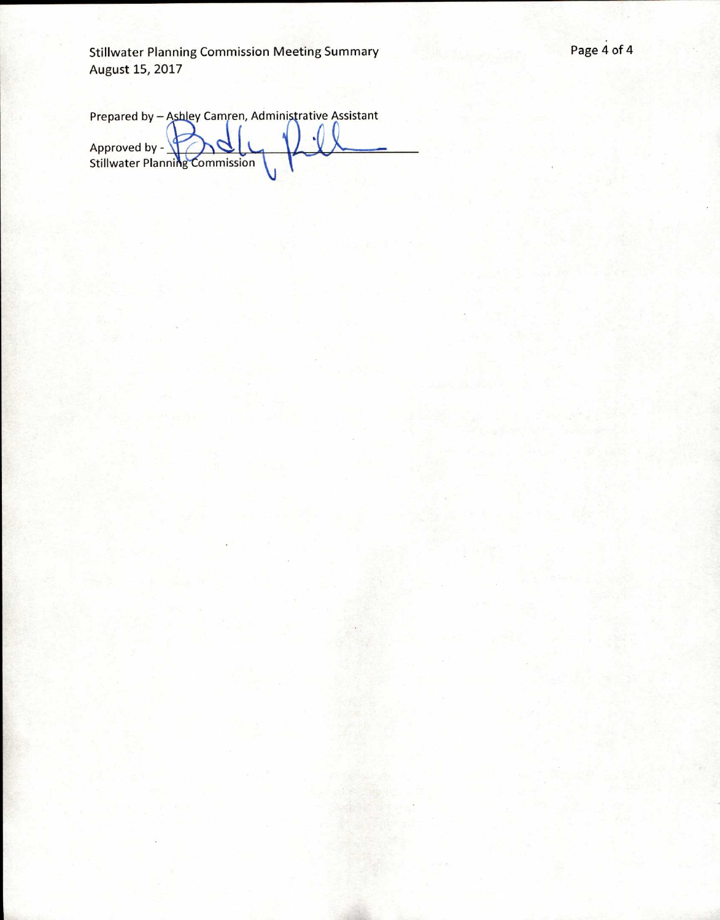Prepared by – Ashley Camren, Administrative Assistant

Approved by - ______________________
Stillwater Planning Commission